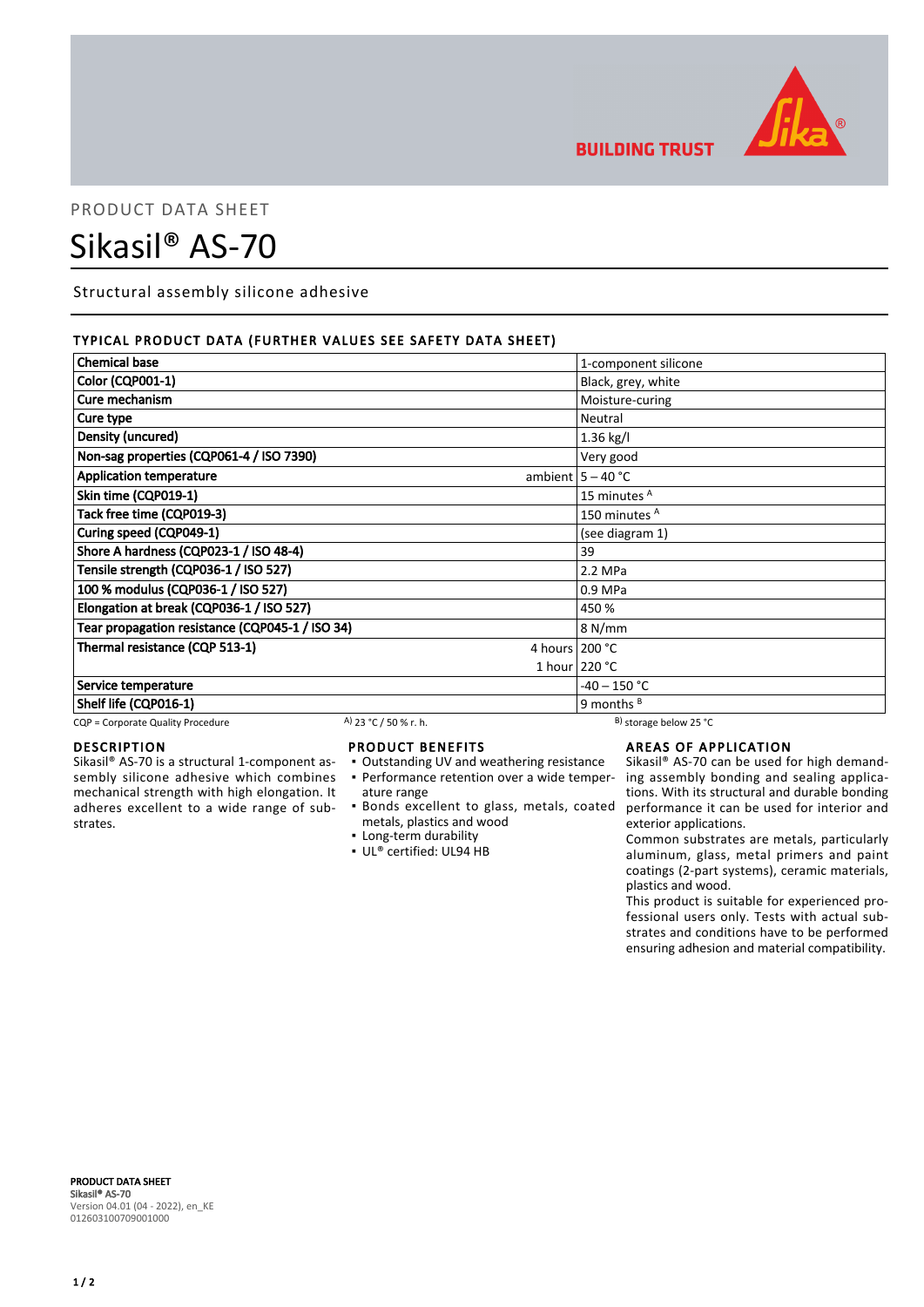PRODUCT DATA SHEET

# Sikasil® AS-70

Structural assembly silicone adhesive

## TYPICAL PRODUCT DATA (FURTHER VALUES SEE SAFETY DATA SHEET)

| Property | | Value |
|---|---|---|
| **Chemical base** | | 1-component silicone |
| **Color (CQP001-1)** | | Black, grey, white |
| **Cure mechanism** | | Moisture-curing |
| **Cure type** | | Neutral |
| **Density (uncured)** | | 1.36 kg/l |
| **Non-sag properties (CQP061-4 / ISO 7390)** | | Very good |
| **Application temperature** | ambient | 5 – 40 °C |
| **Skin time (CQP019-1)** | | 15 minutes [A] |
| **Tack free time (CQP019-3)** | | 150 minutes [A] |
| **Curing speed (CQP049-1)** | | (see diagram 1) |
| **Shore A hardness (CQP023-1 / ISO 48-4)** | | 39 |
| **Tensile strength (CQP036-1 / ISO 527)** | | 2.2 MPa |
| **100 % modulus (CQP036-1 / ISO 527)** | | 0.9 MPa |
| **Elongation at break (CQP036-1 / ISO 527)** | | 450 % |
| **Tear propagation resistance (CQP045-1 / ISO 34)** | | 8 N/mm |
| **Thermal resistance (CQP 513-1)** | 4 hours | 200 °C |
| | 1 hour | 220 °C |
| **Service temperature** | | -40 – 150 °C |
| **Shelf life (CQP016-1)** | | 9 months [B] |

CQP = Corporate Quality Procedure    A) 23 °C / 50 % r. h.    B) storage below 25 °C

## DESCRIPTION

Sikasil® AS-70 is a structural 1-component assembly silicone adhesive which combines mechanical strength with high elongation. It adheres excellent to a wide range of substrates.

## PRODUCT BENEFITS

- Outstanding UV and weathering resistance
- Performance retention over a wide temperature range
- Bonds excellent to glass, metals, coated metals, plastics and wood
- Long-term durability
- UL® certified: UL94 HB

## AREAS OF APPLICATION

Sikasil® AS-70 can be used for high demanding assembly bonding and sealing applications. With its structural and durable bonding performance it can be used for interior and exterior applications.

Common substrates are metals, particularly aluminum, glass, metal primers and paint coatings (2-part systems), ceramic materials, plastics and wood.

This product is suitable for experienced professional users only. Tests with actual substrates and conditions have to be performed ensuring adhesion and material compatibility.

**PRODUCT DATA SHEET**
**Sikasil® AS-70**
Version 04.01 (04 - 2022), en_KE
012603100709001000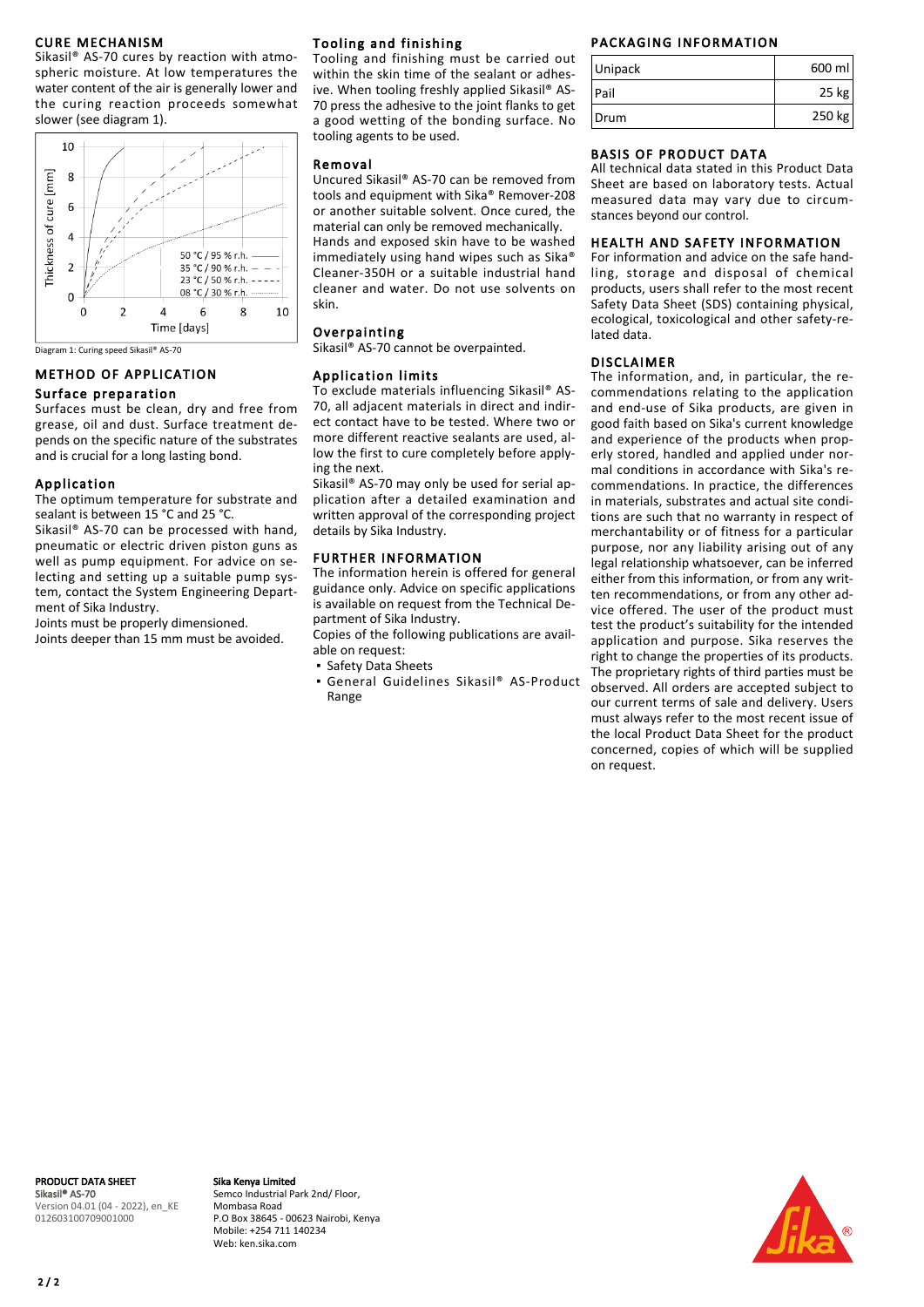## CURE MECHANISM

Sikasil® AS-70 cures by reaction with atmospheric moisture. At low temperatures the water content of the air is generally lower and the curing reaction proceeds somewhat slower (see diagram 1).

Thickness of cure [mm]

10
8
6
4
2
0

0 2 4 6 8 10

Time [days]

50 °C / 95 % r.h.
35 °C / 90 % r.h.
23 °C / 50 % r.h.
08 °C / 30 % r.h.

Diagram 1: Curing speed Sikasil® AS-70

## METHOD OF APPLICATION

### Surface preparation

Surfaces must be clean, dry and free from grease, oil and dust. Surface treatment depends on the specific nature of the substrates and is crucial for a long lasting bond.

### Application

The optimum temperature for substrate and sealant is between 15 °C and 25 °C.

Sikasil® AS-70 can be processed with hand, pneumatic or electric driven piston guns as well as pump equipment. For advice on selecting and setting up a suitable pump system, contact the System Engineering Department of Sika Industry.

Joints must be properly dimensioned.

Joints deeper than 15 mm must be avoided.

### Tooling and finishing

Tooling and finishing must be carried out within the skin time of the sealant or adhesive. When tooling freshly applied Sikasil® AS-70 press the adhesive to the joint flanks to get a good wetting of the bonding surface. No tooling agents to be used.

### Removal

Uncured Sikasil® AS-70 can be removed from tools and equipment with Sika® Remover-208 or another suitable solvent. Once cured, the material can only be removed mechanically.

Hands and exposed skin have to be washed immediately using hand wipes such as Sika® Cleaner-350H or a suitable industrial hand cleaner and water. Do not use solvents on skin.

### Overpainting

Sikasil® AS-70 cannot be overpainted.

### Application limits

To exclude materials influencing Sikasil® AS-70, all adjacent materials in direct and indirect contact have to be tested. Where two or more different reactive sealants are used, allow the first to cure completely before applying the next.

Sikasil® AS-70 may only be used for serial application after a detailed examination and written approval of the corresponding project details by Sika Industry.

## FURTHER INFORMATION

The information herein is offered for general guidance only. Advice on specific applications is available on request from the Technical Department of Sika Industry.

Copies of the following publications are available on request:

- Safety Data Sheets
- General Guidelines Sikasil® AS-Product Range

## PACKAGING INFORMATION

| | |
|---|---|
| Unipack | 600 ml |
| Pail | 25 kg |
| Drum | 250 kg |

## BASIS OF PRODUCT DATA

All technical data stated in this Product Data Sheet are based on laboratory tests. Actual measured data may vary due to circumstances beyond our control.

## HEALTH AND SAFETY INFORMATION

For information and advice on the safe handling, storage and disposal of chemical products, users shall refer to the most recent Safety Data Sheet (SDS) containing physical, ecological, toxicological and other safety-related data.

## DISCLAIMER

The information, and, in particular, the recommendations relating to the application and end-use of Sika products, are given in good faith based on Sika's current knowledge and experience of the products when properly stored, handled and applied under normal conditions in accordance with Sika's recommendations. In practice, the differences in materials, substrates and actual site conditions are such that no warranty in respect of merchantability or of fitness for a particular purpose, nor any liability arising out of any legal relationship whatsoever, can be inferred either from this information, or from any written recommendations, or from any other advice offered. The user of the product must test the product's suitability for the intended application and purpose. Sika reserves the right to change the properties of its products. The proprietary rights of third parties must be observed. All orders are accepted subject to our current terms of sale and delivery. Users must always refer to the most recent issue of the local Product Data Sheet for the product concerned, copies of which will be supplied on request.

**PRODUCT DATA SHEET**
**Sikasil® AS-70**
Version 04.01 (04 - 2022), en_KE
012603100709001000

**Sika Kenya Limited**
Semco Industrial Park 2nd/ Floor,
Mombasa Road
P.O Box 38645 - 00623 Nairobi, Kenya
Mobile: +254 711 140234
Web: ken.sika.com